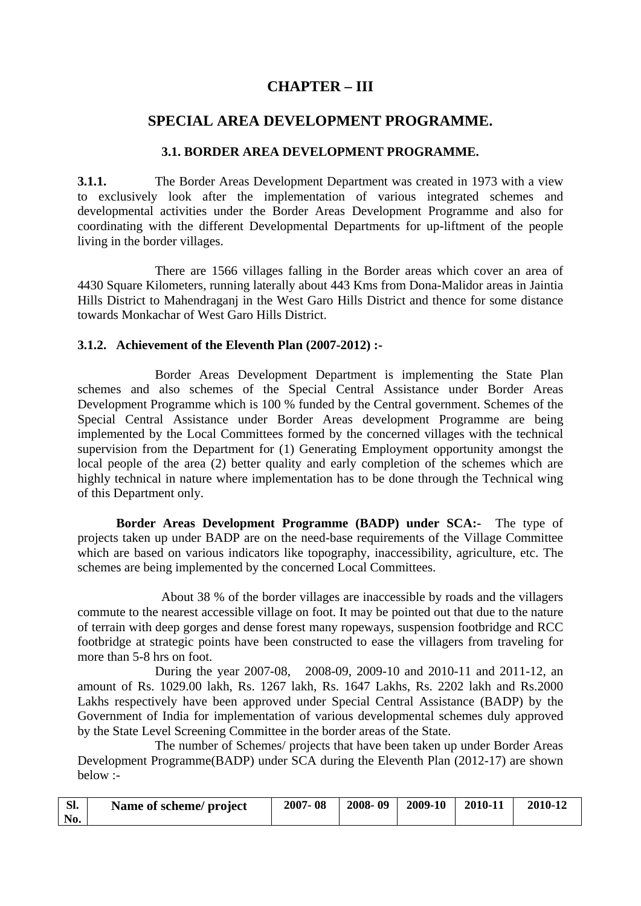# CHAPTER – III

## SPECIAL AREA DEVELOPMENT PROGRAMME.

### 3.1. BORDER AREA DEVELOPMENT PROGRAMME.

**3.1.1.** The Border Areas Development Department was created in 1973 with a view to exclusively look after the implementation of various integrated schemes and developmental activities under the Border Areas Development Programme and also for coordinating with the different Developmental Departments for up-liftment of the people living in the border villages.

There are 1566 villages falling in the Border areas which cover an area of 4430 Square Kilometers, running laterally about 443 Kms from Dona-Malidor areas in Jaintia Hills District to Mahendraganj in the West Garo Hills District and thence for some distance towards Monkachar of West Garo Hills District.

**3.1.2. Achievement of the Eleventh Plan (2007-2012) :-**

Border Areas Development Department is implementing the State Plan schemes and also schemes of the Special Central Assistance under Border Areas Development Programme which is 100 % funded by the Central government. Schemes of the Special Central Assistance under Border Areas development Programme are being implemented by the Local Committees formed by the concerned villages with the technical supervision from the Department for (1) Generating Employment opportunity amongst the local people of the area (2) better quality and early completion of the schemes which are highly technical in nature where implementation has to be done through the Technical wing of this Department only.

**Border Areas Development Programme (BADP) under SCA:-** The type of projects taken up under BADP are on the need-base requirements of the Village Committee which are based on various indicators like topography, inaccessibility, agriculture, etc. The schemes are being implemented by the concerned Local Committees.

About 38 % of the border villages are inaccessible by roads and the villagers commute to the nearest accessible village on foot. It may be pointed out that due to the nature of terrain with deep gorges and dense forest many ropeways, suspension footbridge and RCC footbridge at strategic points have been constructed to ease the villagers from traveling for more than 5-8 hrs on foot.

During the year 2007-08, 2008-09, 2009-10 and 2010-11 and 2011-12, an amount of Rs. 1029.00 lakh, Rs. 1267 lakh, Rs. 1647 Lakhs, Rs. 2202 lakh and Rs.2000 Lakhs respectively have been approved under Special Central Assistance (BADP) by the Government of India for implementation of various developmental schemes duly approved by the State Level Screening Committee in the border areas of the State.

The number of Schemes/ projects that have been taken up under Border Areas Development Programme(BADP) under SCA during the Eleventh Plan (2012-17) are shown below :-

| Sl. No. | Name of scheme/ project | 2007- 08 | 2008- 09 | 2009-10 | 2010-11 | 2010-12 |
|---|---|---|---|---|---|---|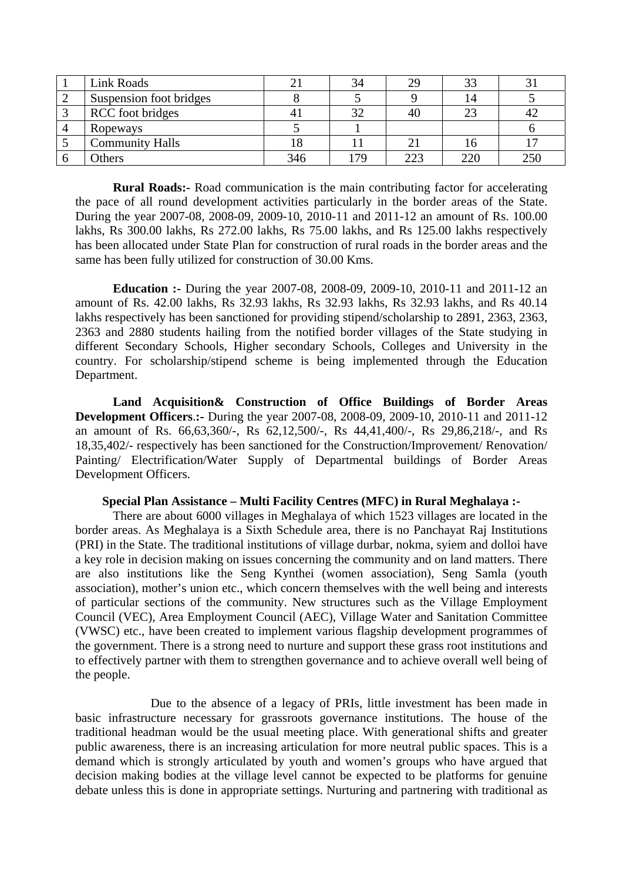| | | | | | | |
|---|---|---|---|---|---|---|
| 1 | Link Roads | 21 | 34 | 29 | 33 | 31 |
| 2 | Suspension foot bridges | 8 | 5 | 9 | 14 | 5 |
| 3 | RCC foot bridges | 41 | 32 | 40 | 23 | 42 |
| 4 | Ropeways | 5 | 1 | | | 6 |
| 5 | Community Halls | 18 | 11 | 21 | 16 | 17 |
| 6 | Others | 346 | 179 | 223 | 220 | 250 |

**Rural Roads:-** Road communication is the main contributing factor for accelerating the pace of all round development activities particularly in the border areas of the State. During the year 2007-08, 2008-09, 2009-10, 2010-11 and 2011-12 an amount of Rs. 100.00 lakhs, Rs 300.00 lakhs, Rs 272.00 lakhs, Rs 75.00 lakhs, and Rs 125.00 lakhs respectively has been allocated under State Plan for construction of rural roads in the border areas and the same has been fully utilized for construction of 30.00 Kms.

**Education :-** During the year 2007-08, 2008-09, 2009-10, 2010-11 and 2011-12 an amount of Rs. 42.00 lakhs, Rs 32.93 lakhs, Rs 32.93 lakhs, Rs 32.93 lakhs, and Rs 40.14 lakhs respectively has been sanctioned for providing stipend/scholarship to 2891, 2363, 2363, 2363 and 2880 students hailing from the notified border villages of the State studying in different Secondary Schools, Higher secondary Schools, Colleges and University in the country. For scholarship/stipend scheme is being implemented through the Education Department.

**Land Acquisition& Construction of Office Buildings of Border Areas Development Officers.:-** During the year 2007-08, 2008-09, 2009-10, 2010-11 and 2011-12 an amount of Rs. 66,63,360/-, Rs 62,12,500/-, Rs 44,41,400/-, Rs 29,86,218/-, and Rs 18,35,402/- respectively has been sanctioned for the Construction/Improvement/ Renovation/ Painting/ Electrification/Water Supply of Departmental buildings of Border Areas Development Officers.

**Special Plan Assistance – Multi Facility Centres (MFC) in Rural Meghalaya :-**

There are about 6000 villages in Meghalaya of which 1523 villages are located in the border areas. As Meghalaya is a Sixth Schedule area, there is no Panchayat Raj Institutions (PRI) in the State. The traditional institutions of village durbar, nokma, syiem and dolloi have a key role in decision making on issues concerning the community and on land matters. There are also institutions like the Seng Kynthei (women association), Seng Samla (youth association), mother's union etc., which concern themselves with the well being and interests of particular sections of the community. New structures such as the Village Employment Council (VEC), Area Employment Council (AEC), Village Water and Sanitation Committee (VWSC) etc., have been created to implement various flagship development programmes of the government. There is a strong need to nurture and support these grass root institutions and to effectively partner with them to strengthen governance and to achieve overall well being of the people.

Due to the absence of a legacy of PRIs, little investment has been made in basic infrastructure necessary for grassroots governance institutions. The house of the traditional headman would be the usual meeting place. With generational shifts and greater public awareness, there is an increasing articulation for more neutral public spaces. This is a demand which is strongly articulated by youth and women's groups who have argued that decision making bodies at the village level cannot be expected to be platforms for genuine debate unless this is done in appropriate settings. Nurturing and partnering with traditional as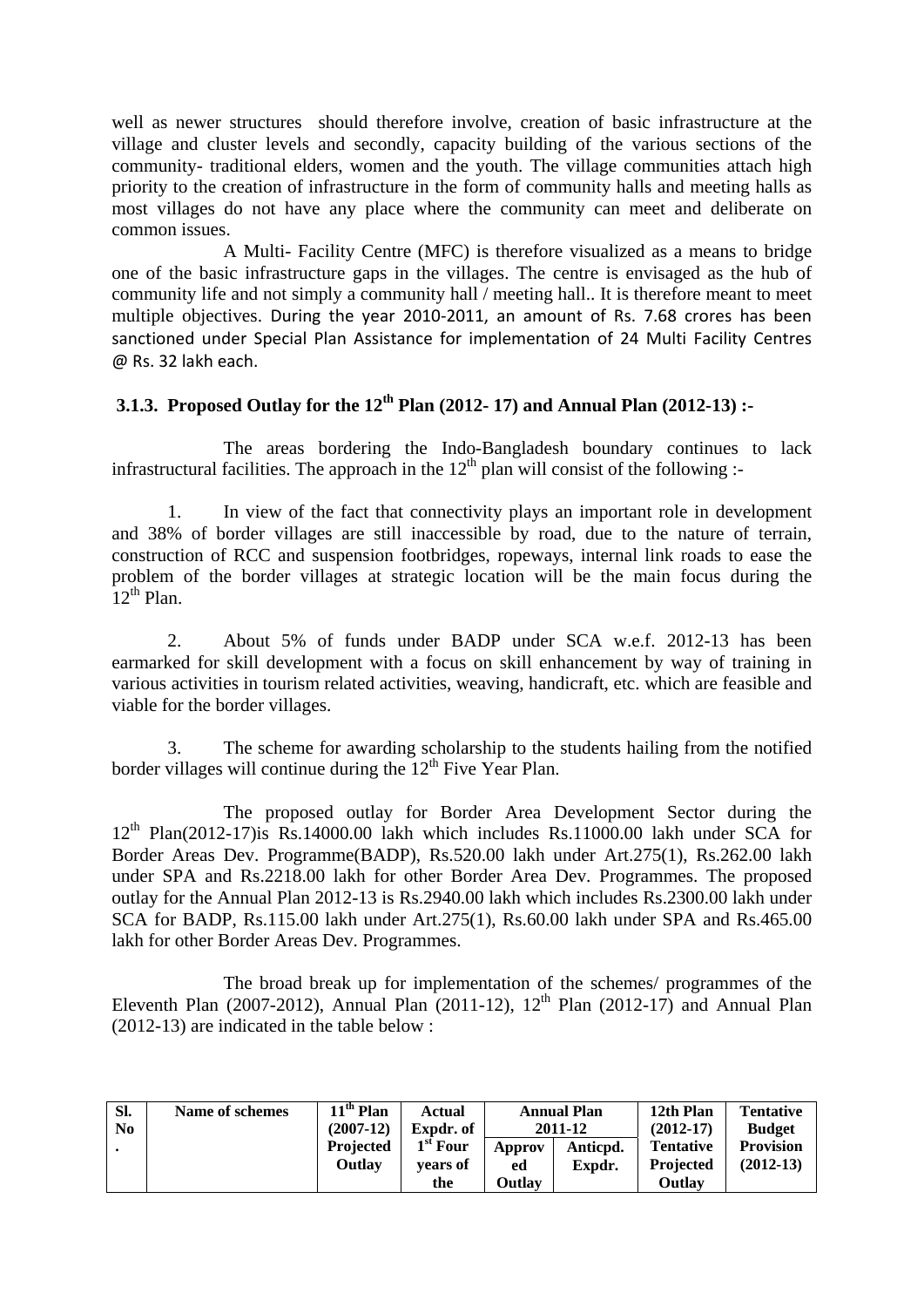well as newer structures should therefore involve, creation of basic infrastructure at the village and cluster levels and secondly, capacity building of the various sections of the community- traditional elders, women and the youth. The village communities attach high priority to the creation of infrastructure in the form of community halls and meeting halls as most villages do not have any place where the community can meet and deliberate on common issues.

A Multi- Facility Centre (MFC) is therefore visualized as a means to bridge one of the basic infrastructure gaps in the villages. The centre is envisaged as the hub of community life and not simply a community hall / meeting hall.. It is therefore meant to meet multiple objectives. During the year 2010-2011, an amount of Rs. 7.68 crores has been sanctioned under Special Plan Assistance for implementation of 24 Multi Facility Centres @ Rs. 32 lakh each.

### 3.1.3. Proposed Outlay for the 12th Plan (2012- 17) and Annual Plan (2012-13) :-

The areas bordering the Indo-Bangladesh boundary continues to lack infrastructural facilities. The approach in the 12th plan will consist of the following :-

1. In view of the fact that connectivity plays an important role in development and 38% of border villages are still inaccessible by road, due to the nature of terrain, construction of RCC and suspension footbridges, ropeways, internal link roads to ease the problem of the border villages at strategic location will be the main focus during the 12th Plan.

2. About 5% of funds under BADP under SCA w.e.f. 2012-13 has been earmarked for skill development with a focus on skill enhancement by way of training in various activities in tourism related activities, weaving, handicraft, etc. which are feasible and viable for the border villages.

3. The scheme for awarding scholarship to the students hailing from the notified border villages will continue during the 12th Five Year Plan.

The proposed outlay for Border Area Development Sector during the 12th Plan(2012-17)is Rs.14000.00 lakh which includes Rs.11000.00 lakh under SCA for Border Areas Dev. Programme(BADP), Rs.520.00 lakh under Art.275(1), Rs.262.00 lakh under SPA and Rs.2218.00 lakh for other Border Area Dev. Programmes. The proposed outlay for the Annual Plan 2012-13 is Rs.2940.00 lakh which includes Rs.2300.00 lakh under SCA for BADP, Rs.115.00 lakh under Art.275(1), Rs.60.00 lakh under SPA and Rs.465.00 lakh for other Border Areas Dev. Programmes.

The broad break up for implementation of the schemes/ programmes of the Eleventh Plan (2007-2012), Annual Plan (2011-12), 12th Plan (2012-17) and Annual Plan (2012-13) are indicated in the table below :

| Sl. No. | Name of schemes | 11th Plan (2007-12) Projected Outlay | Actual Expdr. of 1st Four years of the | Annual Plan 2011-12 | | 12th Plan (2012-17) Tentative Projected Outlay | Tentative Budget Provision (2012-13) |
|---|---|---|---|---|---|---|---|
| | | | | Approved Outlay | Anticpd. Expdr. | | |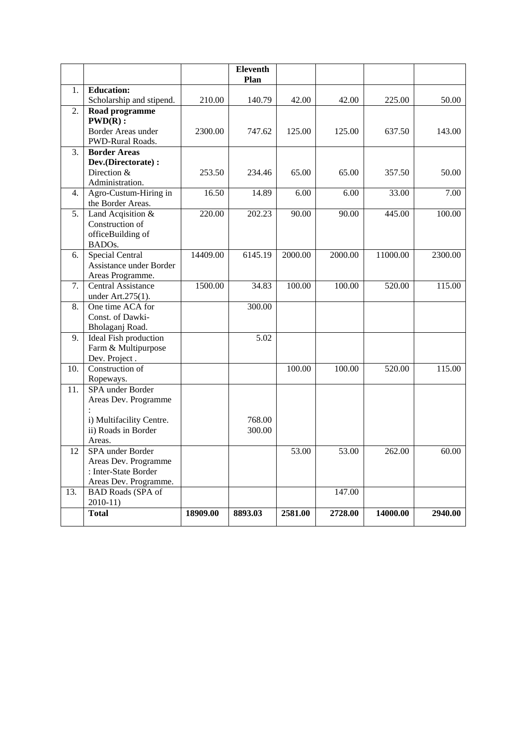| | | | Eleventh Plan | | | | |
|---|---|---|---|---|---|---|---|
| 1. | **Education:** Scholarship and stipend. | 210.00 | 140.79 | 42.00 | 42.00 | 225.00 | 50.00 |
| 2. | **Road programme PWD(R) :** Border Areas under PWD-Rural Roads. | 2300.00 | 747.62 | 125.00 | 125.00 | 637.50 | 143.00 |
| 3. | **Border Areas Dev.(Directorate) :** Direction & Administration. | 253.50 | 234.46 | 65.00 | 65.00 | 357.50 | 50.00 |
| 4. | Agro-Custum-Hiring in the Border Areas. | 16.50 | 14.89 | 6.00 | 6.00 | 33.00 | 7.00 |
| 5. | Land Acqisition & Construction of officeBuilding of BADOs. | 220.00 | 202.23 | 90.00 | 90.00 | 445.00 | 100.00 |
| 6. | Special Central Assistance under Border Areas Programme. | 14409.00 | 6145.19 | 2000.00 | 2000.00 | 11000.00 | 2300.00 |
| 7. | Central Assistance under Art.275(1). | 1500.00 | 34.83 | 100.00 | 100.00 | 520.00 | 115.00 |
| 8. | One time ACA for Const. of Dawki-Bholaganj Road. | | 300.00 | | | | |
| 9. | Ideal Fish production Farm & Multipurpose Dev. Project . | | 5.02 | | | | |
| 10. | Construction of Ropeways. | | | 100.00 | 100.00 | 520.00 | 115.00 |
| 11. | SPA under Border Areas Dev. Programme : i) Multifacility Centre. ii) Roads in Border Areas. | | 768.00 300.00 | | | | |
| 12 | SPA under Border Areas Dev. Programme : Inter-State Border Areas Dev. Programme. | | | 53.00 | 53.00 | 262.00 | 60.00 |
| 13. | BAD Roads (SPA of 2010-11) | | | | 147.00 | | |
| | **Total** | **18909.00** | **8893.03** | **2581.00** | **2728.00** | **14000.00** | **2940.00** |